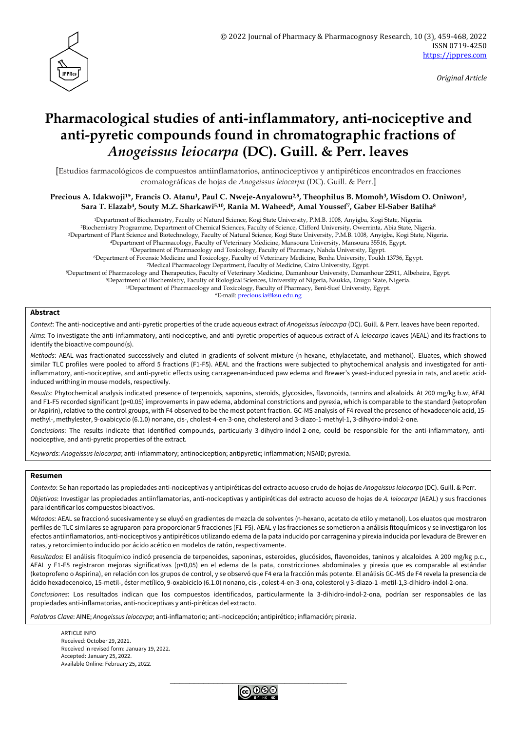*Original Article*

# Pharmacological studies of anti-inflammatory, anti-nociceptive and anti-pyretic compounds found in chromatographic fractions of *Anogeissus leiocarpa* (DC). Guill. & Perr. leaves

[Estudios farmacológicos de compuestos antiinflamatorios, antinociceptivos y antipiréticos encontrados en fracciones cromatográficas de hojas de *Anogeissus leiocarpa* (DC). Guill. & Perr.]

**Precious A. Idakwoji[1]\*, Francis O. Atanu[1], Paul C. Nweje-Anyalowu[2,9], Theophilus B. Momoh[3], Wisdom O. Oniwon[1], Sara T. Elazab[4], Souty M.Z. Sharkawi[5,10], Rania M. Waheed[6], Amal Youssef[7], Gaber El-Saber Batiha[8]**

[1]Department of Biochemistry, Faculty of Natural Science, Kogi State University, P.M.B. 1008, Anyigba, Kogi State, Nigeria.
[2]Biochemistry Programme, Department of Chemical Sciences, Faculty of Science, Clifford University, Owerrinta, Abia State, Nigeria.
[3]Department of Plant Science and Biotechnology, Faculty of Natural Science, Kogi State University, P.M.B. 1008, Anyigba, Kogi State, Nigeria.
[4]Department of Pharmacology, Faculty of Veterinary Medicine, Mansoura University, Mansoura 35516, Egypt.
[5]Department of Pharmacology and Toxicology, Faculty of Pharmacy, Nahda University, Egypt.
[6]Department of Forensic Medicine and Toxicology, Faculty of Veterinary Medicine, Benha University, Toukh 13736, Egypt.
[7]Medical Pharmacology Department, Faculty of Medicine, Cairo University, Egypt.
[8]Department of Pharmacology and Therapeutics, Faculty of Veterinary Medicine, Damanhour University, Damanhour 22511, Albeheira, Egypt.
[9]Department of Biochemistry, Faculty of Biological Sciences, University of Nigeria, Nsukka, Enugu State, Nigeria.
[10]Department of Pharmacology and Toxicology, Faculty of Pharmacy, Beni-Suef University, Egypt.
\*E-mail: precious.ia@ksu.edu.ng

## Abstract

*Context*: The anti-nociceptive and anti-pyretic properties of the crude aqueous extract of *Anogeissus leiocarpa* (DC). Guill. & Perr. leaves have been reported.

*Aims*: To investigate the anti-inflammatory, anti-nociceptive, and anti-pyretic properties of aqueous extract of *A. leiocarpa* leaves (AEAL) and its fractions to identify the bioactive compound(s).

*Methods*: AEAL was fractionated successively and eluted in gradients of solvent mixture (n-hexane, ethylacetate, and methanol). Eluates, which showed similar TLC profiles were pooled to afford 5 fractions (F1-F5). AEAL and the fractions were subjected to phytochemical analysis and investigated for anti-inflammatory, anti-nociceptive, and anti-pyretic effects using carrageenan-induced paw edema and Brewer's yeast-induced pyrexia in rats, and acetic acid-induced writhing in mouse models, respectively.

*Results*: Phytochemical analysis indicated presence of terpenoids, saponins, steroids, glycosides, flavonoids, tannins and alkaloids. At 200 mg/kg b.w, AEAL and F1-F5 recorded significant ($p<0.05$) improvements in paw edema, abdominal constrictions and pyrexia, which is comparable to the standard (ketoprofen or Aspirin), relative to the control groups, with F4 observed to be the most potent fraction. GC-MS analysis of F4 reveal the presence of hexadecenoic acid, 15-methyl-, methylester, 9-oxabicyclo (6.1.0) nonane, cis-, cholest-4-en-3-one, cholesterol and 3-diazo-1-methyl-1, 3-dihydro-indol-2-one.

*Conclusions*: The results indicate that identified compounds, particularly 3-dihydro-indol-2-one, could be responsible for the anti-inflammatory, anti-nociceptive, and anti-pyretic properties of the extract.

*Keywords*: *Anogeissus leiocarpa*; anti-inflammatory; antinociception; antipyretic; inflammation; NSAID; pyrexia.

## Resumen

*Contexto*: Se han reportado las propiedades anti-nociceptivas y antipiréticas del extracto acuoso crudo de hojas de *Anogeissus leiocarpa* (DC). Guill. & Perr.

*Objetivos*: Investigar las propiedades antiinflamatorias, anti-nociceptivas y antipiréticas del extracto acuoso de hojas de *A. leiocarpa* (AEAL) y sus fracciones para identificar los compuestos bioactivos.

*Métodos:* AEAL se fraccionó sucesivamente y se eluyó en gradientes de mezcla de solventes (n-hexano, acetato de etilo y metanol). Los eluatos que mostraron perfiles de TLC similares se agruparon para proporcionar 5 fracciones (F1-F5). AEAL y las fracciones se sometieron a análisis fitoquímicos y se investigaron los efectos antiinflamatorios, anti-nociceptivos y antipiréticos utilizando edema de la pata inducido por carragenina y pirexia inducida por levadura de Brewer en ratas, y retorcimiento inducido por ácido acético en modelos de ratón, respectivamente.

*Resultados*: El análisis fitoquímico indicó presencia de terpenoides, saponinas, esteroides, glucósidos, flavonoides, taninos y alcaloides. A 200 mg/kg p.c., AEAL y F1-F5 registraron mejoras significativas ($p<0,05$) en el edema de la pata, constricciones abdominales y pirexia que es comparable al estándar (ketoprofeno o Aspirina), en relación con los grupos de control, y se observó que F4 era la fracción más potente. El análisis GC-MS de F4 revela la presencia de ácido hexadecenoico, 15-metil-, éster metílico, 9-oxabiciclo (6.1.0) nonano, cis-, colest-4-en-3-ona, colesterol y 3-diazo-1 -metil-1,3-dihidro-indol-2-ona.

*Conclusiones*: Los resultados indican que los compuestos identificados, particularmente la 3-dihidro-indol-2-ona, podrían ser responsables de las propiedades anti-inflamatorias, anti-nociceptivas y anti-piréticas del extracto.

*Palabras Clave*: AINE; *Anogeissus leiocarpa*; anti-inflamatorio; anti-nocicepción; antipirético; inflamación; pirexia.

ARTICLE INFO
Received: October 29, 2021.
Received in revised form: January 19, 2022.
Accepted: January 25, 2022.
Available Online: February 25, 2022.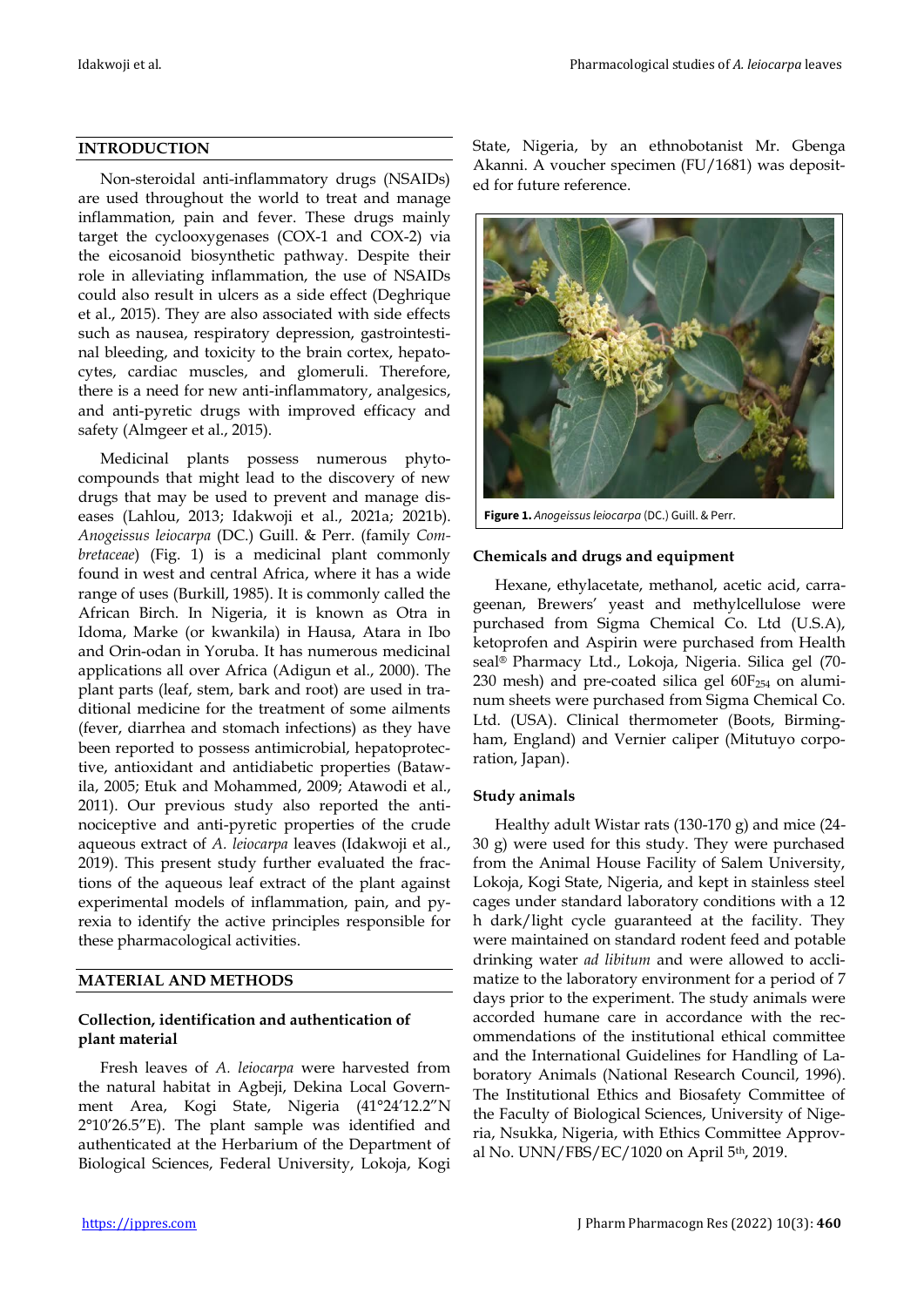## INTRODUCTION

Non-steroidal anti-inflammatory drugs (NSAIDs) are used throughout the world to treat and manage inflammation, pain and fever. These drugs mainly target the cyclooxygenases (COX-1 and COX-2) via the eicosanoid biosynthetic pathway. Despite their role in alleviating inflammation, the use of NSAIDs could also result in ulcers as a side effect (Deghrique et al., 2015). They are also associated with side effects such as nausea, respiratory depression, gastrointestinal bleeding, and toxicity to the brain cortex, hepatocytes, cardiac muscles, and glomeruli. Therefore, there is a need for new anti-inflammatory, analgesics, and anti-pyretic drugs with improved efficacy and safety (Almgeer et al., 2015).

Medicinal plants possess numerous phytocompounds that might lead to the discovery of new drugs that may be used to prevent and manage diseases (Lahlou, 2013; Idakwoji et al., 2021a; 2021b). *Anogeissus leiocarpa* (DC.) Guill. & Perr. (family *Combretaceae*) (Fig. 1) is a medicinal plant commonly found in west and central Africa, where it has a wide range of uses (Burkill, 1985). It is commonly called the African Birch. In Nigeria, it is known as Otra in Idoma, Marke (or kwankila) in Hausa, Atara in Ibo and Orin-odan in Yoruba. It has numerous medicinal applications all over Africa (Adigun et al., 2000). The plant parts (leaf, stem, bark and root) are used in traditional medicine for the treatment of some ailments (fever, diarrhea and stomach infections) as they have been reported to possess antimicrobial, hepatoprotective, antioxidant and antidiabetic properties (Batawila, 2005; Etuk and Mohammed, 2009; Atawodi et al., 2011). Our previous study also reported the antinociceptive and anti-pyretic properties of the crude aqueous extract of *A. leiocarpa* leaves (Idakwoji et al., 2019). This present study further evaluated the fractions of the aqueous leaf extract of the plant against experimental models of inflammation, pain, and pyrexia to identify the active principles responsible for these pharmacological activities.

## MATERIAL AND METHODS

### Collection, identification and authentication of plant material

Fresh leaves of *A. leiocarpa* were harvested from the natural habitat in Agbeji, Dekina Local Government Area, Kogi State, Nigeria (41°24′12.2″N 2°10′26.5″E). The plant sample was identified and authenticated at the Herbarium of the Department of Biological Sciences, Federal University, Lokoja, Kogi State, Nigeria, by an ethnobotanist Mr. Gbenga Akanni. A voucher specimen (FU/1681) was deposited for future reference.

**Figure 1.** *Anogeissus leiocarpa* (DC.) Guill. & Perr.

### Chemicals and drugs and equipment

Hexane, ethylacetate, methanol, acetic acid, carrageenan, Brewers' yeast and methylcellulose were purchased from Sigma Chemical Co. Ltd (U.S.A), ketoprofen and Aspirin were purchased from Health seal® Pharmacy Ltd., Lokoja, Nigeria. Silica gel (70-230 mesh) and pre-coated silica gel $60F_{254}$ on aluminum sheets were purchased from Sigma Chemical Co. Ltd. (USA). Clinical thermometer (Boots, Birmingham, England) and Vernier caliper (Mitutuyo corporation, Japan).

### Study animals

Healthy adult Wistar rats (130-170 g) and mice (24-30 g) were used for this study. They were purchased from the Animal House Facility of Salem University, Lokoja, Kogi State, Nigeria, and kept in stainless steel cages under standard laboratory conditions with a 12 h dark/light cycle guaranteed at the facility. They were maintained on standard rodent feed and potable drinking water *ad libitum* and were allowed to acclimatize to the laboratory environment for a period of 7 days prior to the experiment. The study animals were accorded humane care in accordance with the recommendations of the institutional ethical committee and the International Guidelines for Handling of Laboratory Animals (National Research Council, 1996). The Institutional Ethics and Biosafety Committee of the Faculty of Biological Sciences, University of Nigeria, Nsukka, Nigeria, with Ethics Committee Approval No. UNN/FBS/EC/1020 on April 5th, 2019.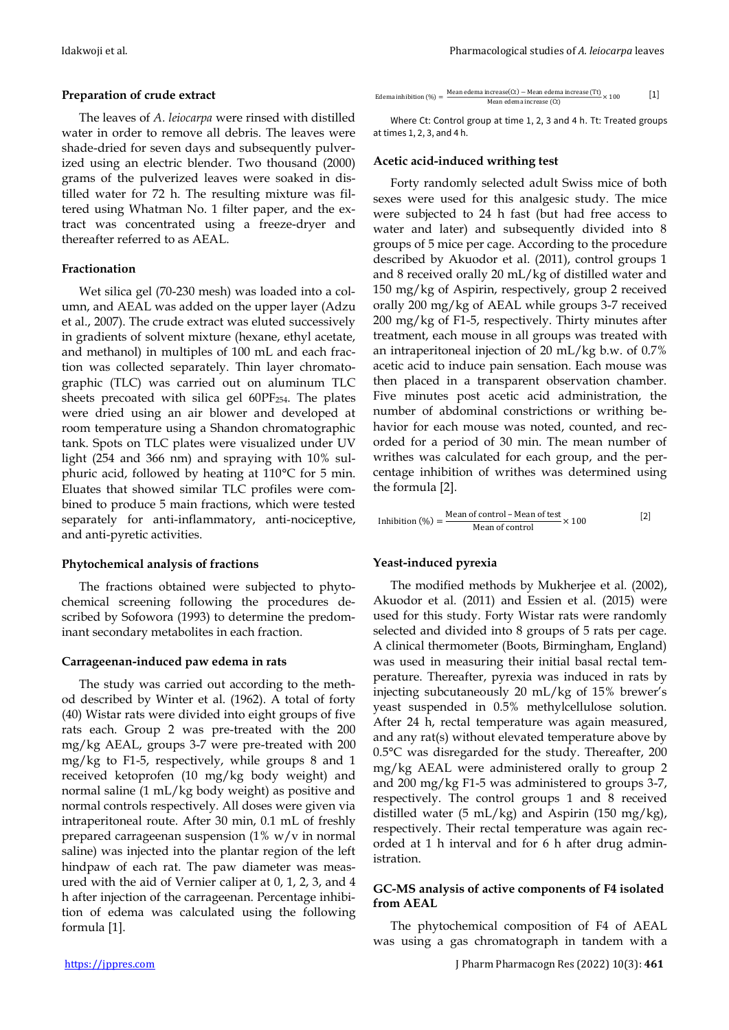### Preparation of crude extract

The leaves of *A. leiocarpa* were rinsed with distilled water in order to remove all debris. The leaves were shade-dried for seven days and subsequently pulverized using an electric blender. Two thousand (2000) grams of the pulverized leaves were soaked in distilled water for 72 h. The resulting mixture was filtered using Whatman No. 1 filter paper, and the extract was concentrated using a freeze-dryer and thereafter referred to as AEAL.

### Fractionation

Wet silica gel (70-230 mesh) was loaded into a column, and AEAL was added on the upper layer (Adzu et al., 2007). The crude extract was eluted successively in gradients of solvent mixture (hexane, ethyl acetate, and methanol) in multiples of 100 mL and each fraction was collected separately. Thin layer chromatographic (TLC) was carried out on aluminum TLC sheets precoated with silica gel $60PF_{254}$. The plates were dried using an air blower and developed at room temperature using a Shandon chromatographic tank. Spots on TLC plates were visualized under UV light (254 and 366 nm) and spraying with 10% sulphuric acid, followed by heating at 110°C for 5 min. Eluates that showed similar TLC profiles were combined to produce 5 main fractions, which were tested separately for anti-inflammatory, anti-nociceptive, and anti-pyretic activities.

### Phytochemical analysis of fractions

The fractions obtained were subjected to phytochemical screening following the procedures described by Sofowora (1993) to determine the predominant secondary metabolites in each fraction.

### Carrageenan-induced paw edema in rats

The study was carried out according to the method described by Winter et al. (1962). A total of forty (40) Wistar rats were divided into eight groups of five rats each. Group 2 was pre-treated with the 200 mg/kg AEAL, groups 3-7 were pre-treated with 200 mg/kg to F1-5, respectively, while groups 8 and 1 received ketoprofen (10 mg/kg body weight) and normal saline (1 mL/kg body weight) as positive and normal controls respectively. All doses were given via intraperitoneal route. After 30 min, 0.1 mL of freshly prepared carrageenan suspension (1% w/v in normal saline) was injected into the plantar region of the left hindpaw of each rat. The paw diameter was measured with the aid of Vernier caliper at 0, 1, 2, 3, and 4 h after injection of the carrageenan. Percentage inhibition of edema was calculated using the following formula [1].

$$\text{Edema inhibition (\%)} = \frac{\text{Mean edema increase(Ct)} - \text{Mean edema increase (Tt)}}{\text{Mean edema increase (Ct)}} \times 100 \qquad [1]$$

Where Ct: Control group at time 1, 2, 3 and 4 h. Tt: Treated groups at times 1, 2, 3, and 4 h.

### Acetic acid-induced writhing test

Forty randomly selected adult Swiss mice of both sexes were used for this analgesic study. The mice were subjected to 24 h fast (but had free access to water and later) and subsequently divided into 8 groups of 5 mice per cage. According to the procedure described by Akuodor et al. (2011), control groups 1 and 8 received orally 20 mL/kg of distilled water and 150 mg/kg of Aspirin, respectively, group 2 received orally 200 mg/kg of AEAL while groups 3-7 received 200 mg/kg of F1-5, respectively. Thirty minutes after treatment, each mouse in all groups was treated with an intraperitoneal injection of 20 mL/kg b.w. of 0.7% acetic acid to induce pain sensation. Each mouse was then placed in a transparent observation chamber. Five minutes post acetic acid administration, the number of abdominal constrictions or writhing behavior for each mouse was noted, counted, and recorded for a period of 30 min. The mean number of writhes was calculated for each group, and the percentage inhibition of writhes was determined using the formula [2].

$$\text{Inhibition (\%)} = \frac{\text{Mean of control} - \text{Mean of test}}{\text{Mean of control}} \times 100 \qquad [2]$$

### Yeast-induced pyrexia

The modified methods by Mukherjee et al. (2002), Akuodor et al. (2011) and Essien et al. (2015) were used for this study. Forty Wistar rats were randomly selected and divided into 8 groups of 5 rats per cage. A clinical thermometer (Boots, Birmingham, England) was used in measuring their initial basal rectal temperature. Thereafter, pyrexia was induced in rats by injecting subcutaneously 20 mL/kg of 15% brewer's yeast suspended in 0.5% methylcellulose solution. After 24 h, rectal temperature was again measured, and any rat(s) without elevated temperature above by 0.5°C was disregarded for the study. Thereafter, 200 mg/kg AEAL were administered orally to group 2 and 200 mg/kg F1-5 was administered to groups 3-7, respectively. The control groups 1 and 8 received distilled water (5 mL/kg) and Aspirin (150 mg/kg), respectively. Their rectal temperature was again recorded at 1 h interval and for 6 h after drug administration.

### GC-MS analysis of active components of F4 isolated from AEAL

The phytochemical composition of F4 of AEAL was using a gas chromatograph in tandem with a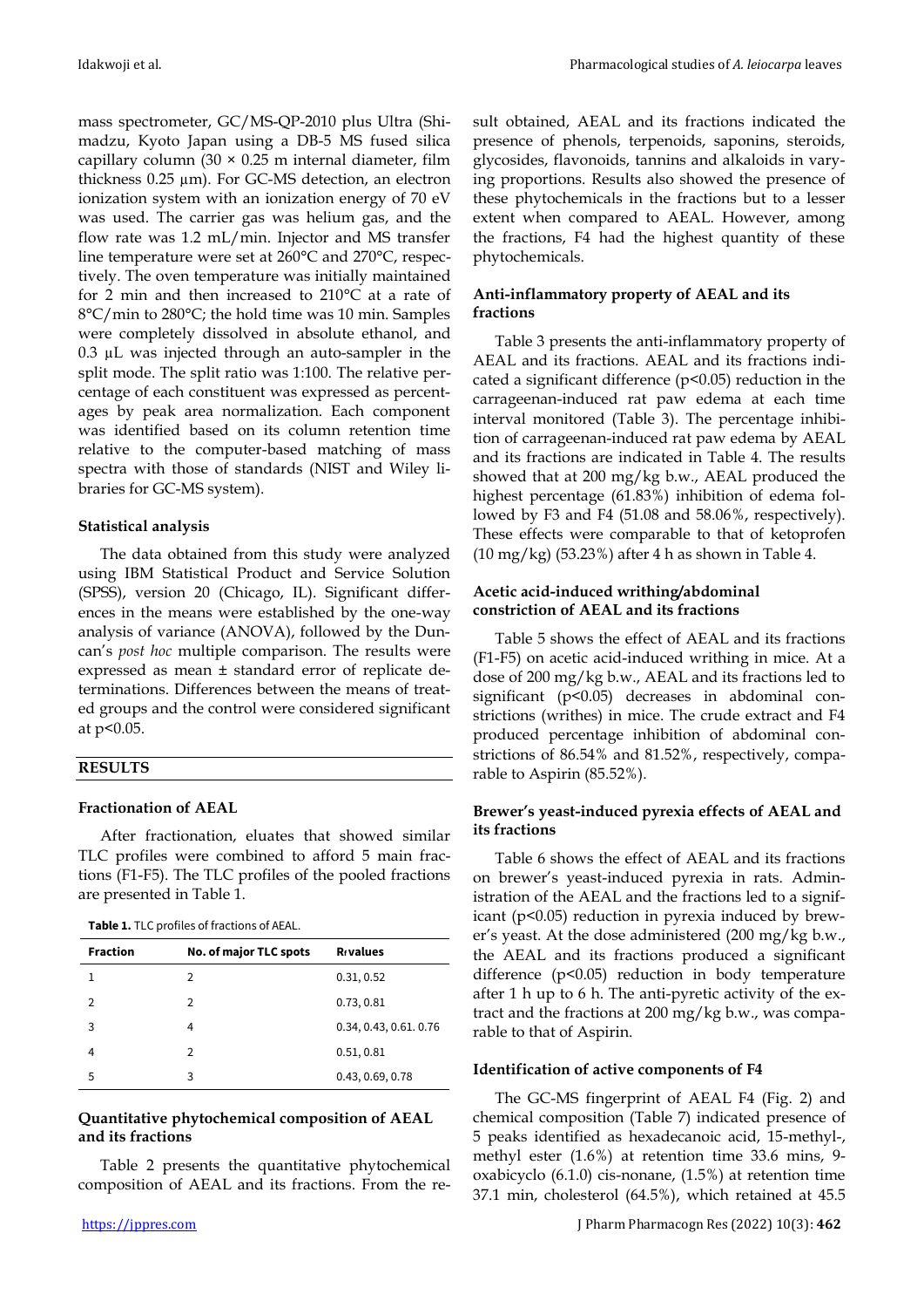mass spectrometer, GC/MS-QP-2010 plus Ultra (Shimadzu, Kyoto Japan using a DB-5 MS fused silica capillary column (30 × 0.25 m internal diameter, film thickness 0.25 µm). For GC-MS detection, an electron ionization system with an ionization energy of 70 eV was used. The carrier gas was helium gas, and the flow rate was 1.2 mL/min. Injector and MS transfer line temperature were set at 260°C and 270°C, respectively. The oven temperature was initially maintained for 2 min and then increased to 210°C at a rate of 8°C/min to 280°C; the hold time was 10 min. Samples were completely dissolved in absolute ethanol, and 0.3 µL was injected through an auto-sampler in the split mode. The split ratio was 1:100. The relative percentage of each constituent was expressed as percentages by peak area normalization. Each component was identified based on its column retention time relative to the computer-based matching of mass spectra with those of standards (NIST and Wiley libraries for GC-MS system).

### Statistical analysis

The data obtained from this study were analyzed using IBM Statistical Product and Service Solution (SPSS), version 20 (Chicago, IL). Significant differences in the means were established by the one-way analysis of variance (ANOVA), followed by the Duncan's *post hoc* multiple comparison. The results were expressed as mean ± standard error of replicate determinations. Differences between the means of treated groups and the control were considered significant at $p<0.05$.

## RESULTS

### Fractionation of AEAL

After fractionation, eluates that showed similar TLC profiles were combined to afford 5 main fractions (F1-F5). The TLC profiles of the pooled fractions are presented in Table 1.

**Table 1.** TLC profiles of fractions of AEAL.

| Fraction | No. of major TLC spots | $R_f$ values |
|---|---|---|
| 1 | 2 | 0.31, 0.52 |
| 2 | 2 | 0.73, 0.81 |
| 3 | 4 | 0.34, 0.43, 0.61. 0.76 |
| 4 | 2 | 0.51, 0.81 |
| 5 | 3 | 0.43, 0.69, 0.78 |

### Quantitative phytochemical composition of AEAL and its fractions

Table 2 presents the quantitative phytochemical composition of AEAL and its fractions. From the result obtained, AEAL and its fractions indicated the presence of phenols, terpenoids, saponins, steroids, glycosides, flavonoids, tannins and alkaloids in varying proportions. Results also showed the presence of these phytochemicals in the fractions but to a lesser extent when compared to AEAL. However, among the fractions, F4 had the highest quantity of these phytochemicals.

### Anti-inflammatory property of AEAL and its fractions

Table 3 presents the anti-inflammatory property of AEAL and its fractions. AEAL and its fractions indicated a significant difference ($p<0.05$) reduction in the carrageenan-induced rat paw edema at each time interval monitored (Table 3). The percentage inhibition of carrageenan-induced rat paw edema by AEAL and its fractions are indicated in Table 4. The results showed that at 200 mg/kg b.w., AEAL produced the highest percentage (61.83%) inhibition of edema followed by F3 and F4 (51.08 and 58.06%, respectively). These effects were comparable to that of ketoprofen (10 mg/kg) (53.23%) after 4 h as shown in Table 4.

### Acetic acid-induced writhing/abdominal constriction of AEAL and its fractions

Table 5 shows the effect of AEAL and its fractions (F1-F5) on acetic acid-induced writhing in mice. At a dose of 200 mg/kg b.w., AEAL and its fractions led to significant ($p<0.05$) decreases in abdominal constrictions (writhes) in mice. The crude extract and F4 produced percentage inhibition of abdominal constrictions of 86.54% and 81.52%, respectively, comparable to Aspirin (85.52%).

### Brewer's yeast-induced pyrexia effects of AEAL and its fractions

Table 6 shows the effect of AEAL and its fractions on brewer's yeast-induced pyrexia in rats. Administration of the AEAL and the fractions led to a significant ($p<0.05$) reduction in pyrexia induced by brewer's yeast. At the dose administered (200 mg/kg b.w., the AEAL and its fractions produced a significant difference ($p<0.05$) reduction in body temperature after 1 h up to 6 h. The anti-pyretic activity of the extract and the fractions at 200 mg/kg b.w., was comparable to that of Aspirin.

### Identification of active components of F4

The GC-MS fingerprint of AEAL F4 (Fig. 2) and chemical composition (Table 7) indicated presence of 5 peaks identified as hexadecanoic acid, 15-methyl-, methyl ester (1.6%) at retention time 33.6 mins, 9-oxabicyclo (6.1.0) cis-nonane, (1.5%) at retention time 37.1 min, cholesterol (64.5%), which retained at 45.5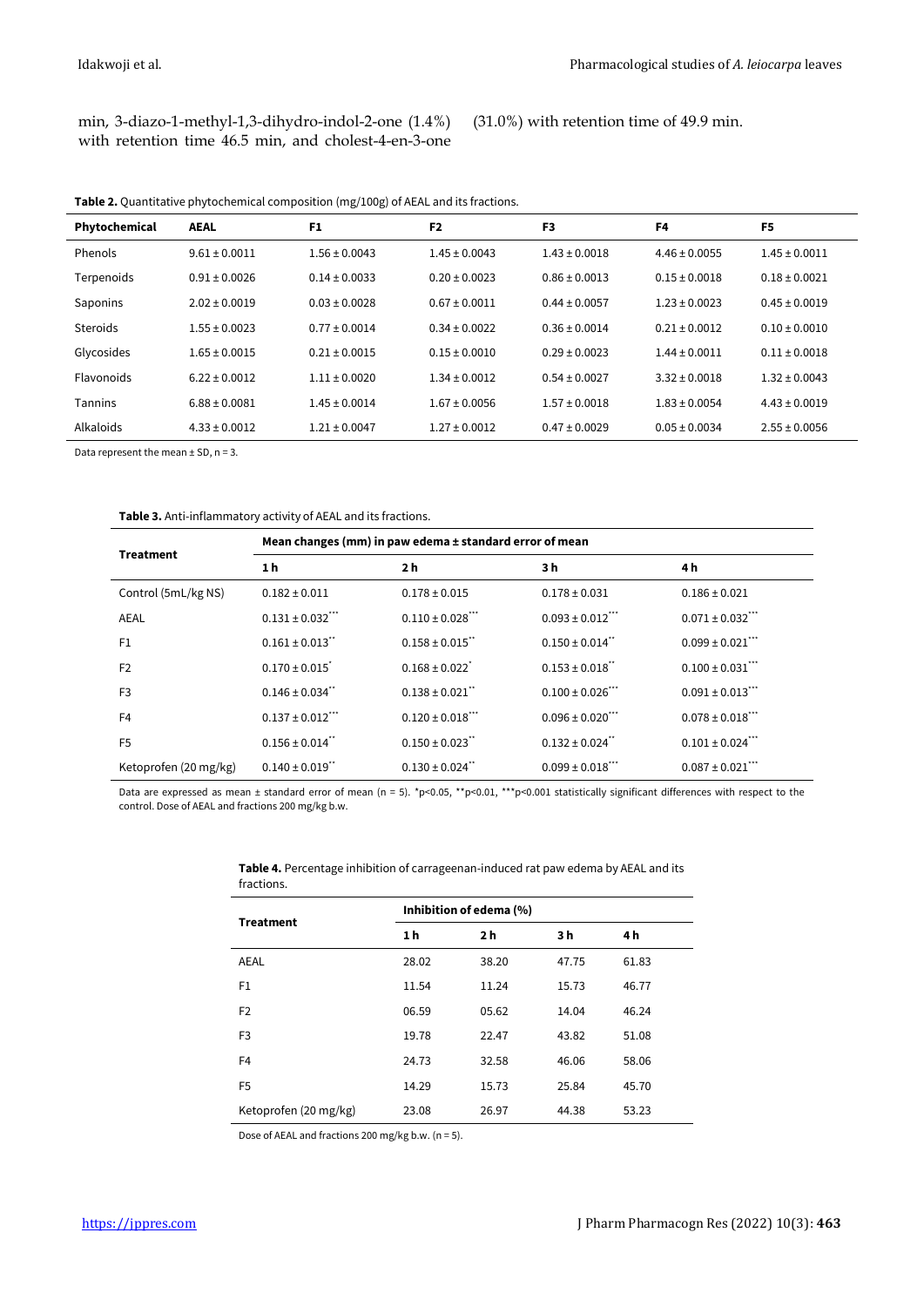min, 3-diazo-1-methyl-1,3-dihydro-indol-2-one (1.4%) with retention time 46.5 min, and cholest-4-en-3-one (31.0%) with retention time of 49.9 min.

**Table 2.** Quantitative phytochemical composition (mg/100g) of AEAL and its fractions.

| Phytochemical | AEAL | F1 | F2 | F3 | F4 | F5 |
|---|---|---|---|---|---|---|
| Phenols | 9.61 ± 0.0011 | 1.56 ± 0.0043 | 1.45 ± 0.0043 | 1.43 ± 0.0018 | 4.46 ± 0.0055 | 1.45 ± 0.0011 |
| Terpenoids | 0.91 ± 0.0026 | 0.14 ± 0.0033 | 0.20 ± 0.0023 | 0.86 ± 0.0013 | 0.15 ± 0.0018 | 0.18 ± 0.0021 |
| Saponins | 2.02 ± 0.0019 | 0.03 ± 0.0028 | 0.67 ± 0.0011 | 0.44 ± 0.0057 | 1.23 ± 0.0023 | 0.45 ± 0.0019 |
| Steroids | 1.55 ± 0.0023 | 0.77 ± 0.0014 | 0.34 ± 0.0022 | 0.36 ± 0.0014 | 0.21 ± 0.0012 | 0.10 ± 0.0010 |
| Glycosides | 1.65 ± 0.0015 | 0.21 ± 0.0015 | 0.15 ± 0.0010 | 0.29 ± 0.0023 | 1.44 ± 0.0011 | 0.11 ± 0.0018 |
| Flavonoids | 6.22 ± 0.0012 | 1.11 ± 0.0020 | 1.34 ± 0.0012 | 0.54 ± 0.0027 | 3.32 ± 0.0018 | 1.32 ± 0.0043 |
| Tannins | 6.88 ± 0.0081 | 1.45 ± 0.0014 | 1.67 ± 0.0056 | 1.57 ± 0.0018 | 1.83 ± 0.0054 | 4.43 ± 0.0019 |
| Alkaloids | 4.33 ± 0.0012 | 1.21 ± 0.0047 | 1.27 ± 0.0012 | 0.47 ± 0.0029 | 0.05 ± 0.0034 | 2.55 ± 0.0056 |

Data represent the mean ± SD, n = 3.

**Table 3.** Anti-inflammatory activity of AEAL and its fractions.

| Treatment | Mean changes (mm) in paw edema ± standard error of mean | | | |
|---|---|---|---|---|
| | 1 h | 2 h | 3 h | 4 h |
| Control (5mL/kg NS) | 0.182 ± 0.011 | 0.178 ± 0.015 | 0.178 ± 0.031 | 0.186 ± 0.021 |
| AEAL | 0.131 ± 0.032*** | 0.110 ± 0.028*** | 0.093 ± 0.012*** | 0.071 ± 0.032*** |
| F1 | 0.161 ± 0.013** | 0.158 ± 0.015** | 0.150 ± 0.014** | 0.099 ± 0.021*** |
| F2 | 0.170 ± 0.015* | 0.168 ± 0.022* | 0.153 ± 0.018** | 0.100 ± 0.031*** |
| F3 | 0.146 ± 0.034** | 0.138 ± 0.021** | 0.100 ± 0.026*** | 0.091 ± 0.013*** |
| F4 | 0.137 ± 0.012*** | 0.120 ± 0.018*** | 0.096 ± 0.020*** | 0.078 ± 0.018*** |
| F5 | 0.156 ± 0.014** | 0.150 ± 0.023** | 0.132 ± 0.024** | 0.101 ± 0.024*** |
| Ketoprofen (20 mg/kg) | 0.140 ± 0.019** | 0.130 ± 0.024** | 0.099 ± 0.018*** | 0.087 ± 0.021*** |

Data are expressed as mean ± standard error of mean (n = 5). *$p<0.05$, **$p<0.01$, ***$p<0.001$ statistically significant differences with respect to the control. Dose of AEAL and fractions 200 mg/kg b.w.

**Table 4.** Percentage inhibition of carrageenan-induced rat paw edema by AEAL and its fractions.

| Treatment | Inhibition of edema (%) | | | |
|---|---|---|---|---|
| | 1 h | 2 h | 3 h | 4 h |
| AEAL | 28.02 | 38.20 | 47.75 | 61.83 |
| F1 | 11.54 | 11.24 | 15.73 | 46.77 |
| F2 | 06.59 | 05.62 | 14.04 | 46.24 |
| F3 | 19.78 | 22.47 | 43.82 | 51.08 |
| F4 | 24.73 | 32.58 | 46.06 | 58.06 |
| F5 | 14.29 | 15.73 | 25.84 | 45.70 |
| Ketoprofen (20 mg/kg) | 23.08 | 26.97 | 44.38 | 53.23 |

Dose of AEAL and fractions 200 mg/kg b.w. (n = 5).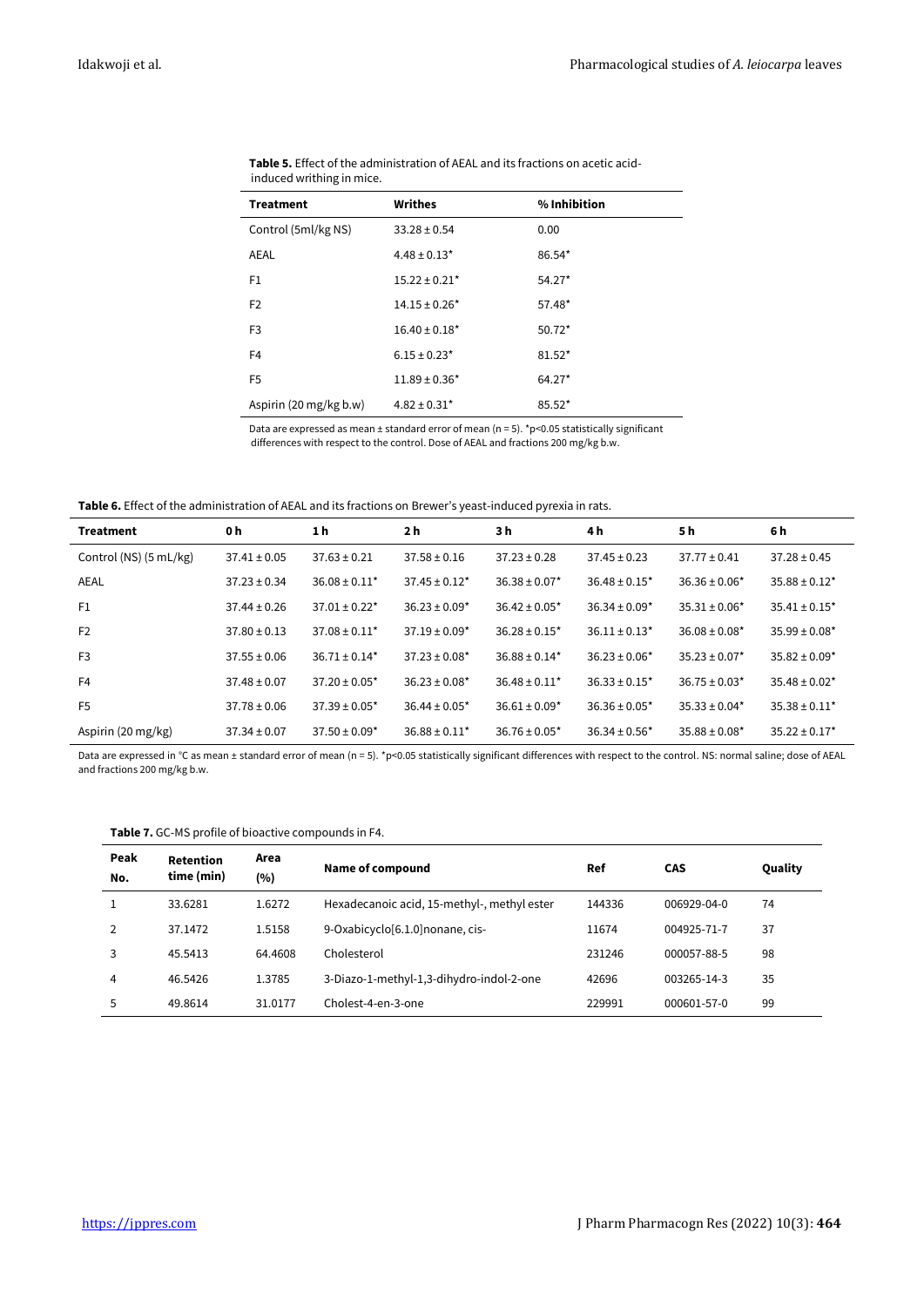**Table 5.** Effect of the administration of AEAL and its fractions on acetic acid-induced writhing in mice.

| Treatment | Writhes | % Inhibition |
|---|---|---|
| Control (5ml/kg NS) | 33.28 ± 0.54 | 0.00 |
| AEAL | 4.48 ± 0.13* | 86.54* |
| F1 | 15.22 ± 0.21* | 54.27* |
| F2 | 14.15 ± 0.26* | 57.48* |
| F3 | 16.40 ± 0.18* | 50.72* |
| F4 | 6.15 ± 0.23* | 81.52* |
| F5 | 11.89 ± 0.36* | 64.27* |
| Aspirin (20 mg/kg b.w) | 4.82 ± 0.31* | 85.52* |

Data are expressed as mean ± standard error of mean (n = 5). *p<0.05 statistically significant differences with respect to the control. Dose of AEAL and fractions 200 mg/kg b.w.

**Table 6.** Effect of the administration of AEAL and its fractions on Brewer's yeast-induced pyrexia in rats.

| Treatment | 0 h | 1 h | 2 h | 3 h | 4 h | 5 h | 6 h |
|---|---|---|---|---|---|---|---|
| Control (NS) (5 mL/kg) | 37.41 ± 0.05 | 37.63 ± 0.21 | 37.58 ± 0.16 | 37.23 ± 0.28 | 37.45 ± 0.23 | 37.77 ± 0.41 | 37.28 ± 0.45 |
| AEAL | 37.23 ± 0.34 | 36.08 ± 0.11* | 37.45 ± 0.12* | 36.38 ± 0.07* | 36.48 ± 0.15* | 36.36 ± 0.06* | 35.88 ± 0.12* |
| F1 | 37.44 ± 0.26 | 37.01 ± 0.22* | 36.23 ± 0.09* | 36.42 ± 0.05* | 36.34 ± 0.09* | 35.31 ± 0.06* | 35.41 ± 0.15* |
| F2 | 37.80 ± 0.13 | 37.08 ± 0.11* | 37.19 ± 0.09* | 36.28 ± 0.15* | 36.11 ± 0.13* | 36.08 ± 0.08* | 35.99 ± 0.08* |
| F3 | 37.55 ± 0.06 | 36.71 ± 0.14* | 37.23 ± 0.08* | 36.88 ± 0.14* | 36.23 ± 0.06* | 35.23 ± 0.07* | 35.82 ± 0.09* |
| F4 | 37.48 ± 0.07 | 37.20 ± 0.05* | 36.23 ± 0.08* | 36.48 ± 0.11* | 36.33 ± 0.15* | 36.75 ± 0.03* | 35.48 ± 0.02* |
| F5 | 37.78 ± 0.06 | 37.39 ± 0.05* | 36.44 ± 0.05* | 36.61 ± 0.09* | 36.36 ± 0.05* | 35.33 ± 0.04* | 35.38 ± 0.11* |
| Aspirin (20 mg/kg) | 37.34 ± 0.07 | 37.50 ± 0.09* | 36.88 ± 0.11* | 36.76 ± 0.05* | 36.34 ± 0.56* | 35.88 ± 0.08* | 35.22 ± 0.17* |

Data are expressed in °C as mean ± standard error of mean (n = 5). *p<0.05 statistically significant differences with respect to the control. NS: normal saline; dose of AEAL and fractions 200 mg/kg b.w.

**Table 7.** GC-MS profile of bioactive compounds in F4.

| Peak No. | Retention time (min) | Area (%) | Name of compound | Ref | CAS | Quality |
|---|---|---|---|---|---|---|
| 1 | 33.6281 | 1.6272 | Hexadecanoic acid, 15-methyl-, methyl ester | 144336 | 006929-04-0 | 74 |
| 2 | 37.1472 | 1.5158 | 9-Oxabicyclo[6.1.0]nonane, cis- | 11674 | 004925-71-7 | 37 |
| 3 | 45.5413 | 64.4608 | Cholesterol | 231246 | 000057-88-5 | 98 |
| 4 | 46.5426 | 1.3785 | 3-Diazo-1-methyl-1,3-dihydro-indol-2-one | 42696 | 003265-14-3 | 35 |
| 5 | 49.8614 | 31.0177 | Cholest-4-en-3-one | 229991 | 000601-57-0 | 99 |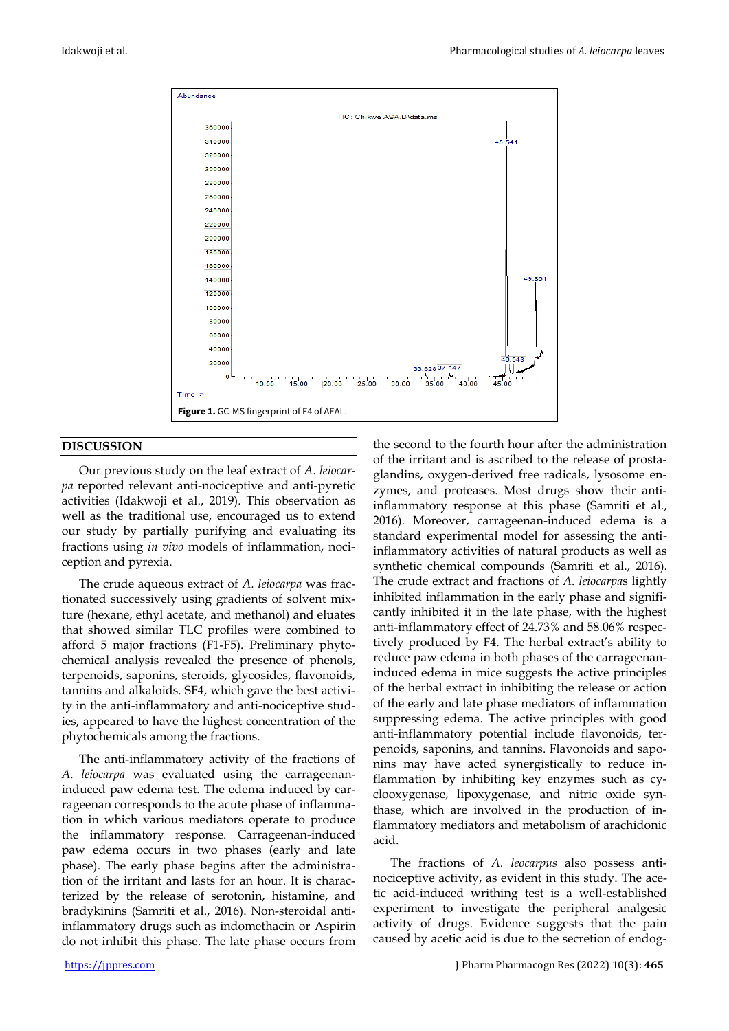**Figure 1.** GC-MS fingerprint of F4 of AEAL.

## DISCUSSION

Our previous study on the leaf extract of *A. leiocarpa* reported relevant anti-nociceptive and anti-pyretic activities (Idakwoji et al., 2019). This observation as well as the traditional use, encouraged us to extend our study by partially purifying and evaluating its fractions using *in vivo* models of inflammation, nociception and pyrexia.

The crude aqueous extract of *A. leiocarpa* was fractionated successively using gradients of solvent mixture (hexane, ethyl acetate, and methanol) and eluates that showed similar TLC profiles were combined to afford 5 major fractions (F1-F5). Preliminary phytochemical analysis revealed the presence of phenols, terpenoids, saponins, steroids, glycosides, flavonoids, tannins and alkaloids. SF4, which gave the best activity in the anti-inflammatory and anti-nociceptive studies, appeared to have the highest concentration of the phytochemicals among the fractions.

The anti-inflammatory activity of the fractions of *A. leiocarpa* was evaluated using the carrageenan-induced paw edema test. The edema induced by carrageenan corresponds to the acute phase of inflammation in which various mediators operate to produce the inflammatory response. Carrageenan-induced paw edema occurs in two phases (early and late phase). The early phase begins after the administration of the irritant and lasts for an hour. It is characterized by the release of serotonin, histamine, and bradykinins (Samriti et al., 2016). Non-steroidal anti-inflammatory drugs such as indomethacin or Aspirin do not inhibit this phase. The late phase occurs from the second to the fourth hour after the administration of the irritant and is ascribed to the release of prostaglandins, oxygen-derived free radicals, lysosome enzymes, and proteases. Most drugs show their anti-inflammatory response at this phase (Samriti et al., 2016). Moreover, carrageenan-induced edema is a standard experimental model for assessing the anti-inflammatory activities of natural products as well as synthetic chemical compounds (Samriti et al., 2016). The crude extract and fractions of *A. leiocarpa*s lightly inhibited inflammation in the early phase and significantly inhibited it in the late phase, with the highest anti-inflammatory effect of 24.73% and 58.06% respectively produced by F4. The herbal extract's ability to reduce paw edema in both phases of the carrageenan-induced edema in mice suggests the active principles of the herbal extract in inhibiting the release or action of the early and late phase mediators of inflammation suppressing edema. The active principles with good anti-inflammatory potential include flavonoids, terpenoids, saponins, and tannins. Flavonoids and saponins may have acted synergistically to reduce inflammation by inhibiting key enzymes such as cyclooxygenase, lipoxygenase, and nitric oxide synthase, which are involved in the production of inflammatory mediators and metabolism of arachidonic acid.

The fractions of *A. leocarpus* also possess anti-nociceptive activity, as evident in this study. The acetic acid-induced writhing test is a well-established experiment to investigate the peripheral analgesic activity of drugs. Evidence suggests that the pain caused by acetic acid is due to the secretion of endog-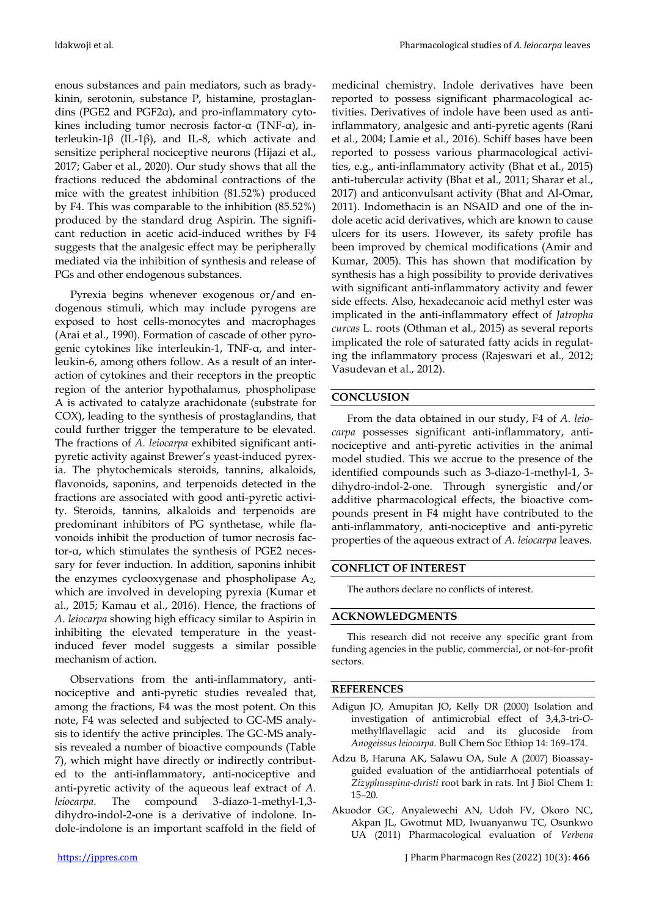enous substances and pain mediators, such as bradykinin, serotonin, substance P, histamine, prostaglandins (PGE2 and PGF2α), and pro-inflammatory cytokines including tumor necrosis factor-α (TNF-α), interleukin-1β (IL-1β), and IL-8, which activate and sensitize peripheral nociceptive neurons (Hijazi et al., 2017; Gaber et al., 2020). Our study shows that all the fractions reduced the abdominal contractions of the mice with the greatest inhibition (81.52%) produced by F4. This was comparable to the inhibition (85.52%) produced by the standard drug Aspirin. The significant reduction in acetic acid-induced writhes by F4 suggests that the analgesic effect may be peripherally mediated via the inhibition of synthesis and release of PGs and other endogenous substances.

Pyrexia begins whenever exogenous or/and endogenous stimuli, which may include pyrogens are exposed to host cells-monocytes and macrophages (Arai et al., 1990). Formation of cascade of other pyrogenic cytokines like interleukin-1, TNF-α, and interleukin-6, among others follow. As a result of an interaction of cytokines and their receptors in the preoptic region of the anterior hypothalamus, phospholipase A is activated to catalyze arachidonate (substrate for COX), leading to the synthesis of prostaglandins, that could further trigger the temperature to be elevated. The fractions of *A. leiocarpa* exhibited significant antipyretic activity against Brewer's yeast-induced pyrexia. The phytochemicals steroids, tannins, alkaloids, flavonoids, saponins, and terpenoids detected in the fractions are associated with good anti-pyretic activity. Steroids, tannins, alkaloids and terpenoids are predominant inhibitors of PG synthetase, while flavonoids inhibit the production of tumor necrosis factor-α, which stimulates the synthesis of PGE2 necessary for fever induction. In addition, saponins inhibit the enzymes cyclooxygenase and phospholipase $A_2$, which are involved in developing pyrexia (Kumar et al., 2015; Kamau et al., 2016). Hence, the fractions of *A. leiocarpa* showing high efficacy similar to Aspirin in inhibiting the elevated temperature in the yeast-induced fever model suggests a similar possible mechanism of action.

Observations from the anti-inflammatory, anti-nociceptive and anti-pyretic studies revealed that, among the fractions, F4 was the most potent. On this note, F4 was selected and subjected to GC-MS analysis to identify the active principles. The GC-MS analysis revealed a number of bioactive compounds (Table 7), which might have directly or indirectly contributed to the anti-inflammatory, anti-nociceptive and anti-pyretic activity of the aqueous leaf extract of *A. leiocarpa*. The compound 3-diazo-1-methyl-1,3-dihydro-indol-2-one is a derivative of indolone. Indole-indolone is an important scaffold in the field of medicinal chemistry. Indole derivatives have been reported to possess significant pharmacological activities. Derivatives of indole have been used as anti-inflammatory, analgesic and anti-pyretic agents (Rani et al., 2004; Lamie et al., 2016). Schiff bases have been reported to possess various pharmacological activities, e.g., anti-inflammatory activity (Bhat et al., 2015) anti-tubercular activity (Bhat et al., 2011; Sharar et al., 2017) and anticonvulsant activity (Bhat and Al-Omar, 2011). Indomethacin is an NSAID and one of the indole acetic acid derivatives, which are known to cause ulcers for its users. However, its safety profile has been improved by chemical modifications (Amir and Kumar, 2005). This has shown that modification by synthesis has a high possibility to provide derivatives with significant anti-inflammatory activity and fewer side effects. Also, hexadecanoic acid methyl ester was implicated in the anti-inflammatory effect of *Jatropha curcas* L. roots (Othman et al., 2015) as several reports implicated the role of saturated fatty acids in regulating the inflammatory process (Rajeswari et al., 2012; Vasudevan et al., 2012).

## CONCLUSION

From the data obtained in our study, F4 of *A. leiocarpa* possesses significant anti-inflammatory, anti-nociceptive and anti-pyretic activities in the animal model studied. This we accrue to the presence of the identified compounds such as 3-diazo-1-methyl-1, 3-dihydro-indol-2-one. Through synergistic and/or additive pharmacological effects, the bioactive compounds present in F4 might have contributed to the anti-inflammatory, anti-nociceptive and anti-pyretic properties of the aqueous extract of *A. leiocarpa* leaves.

## CONFLICT OF INTEREST

The authors declare no conflicts of interest.

## ACKNOWLEDGMENTS

This research did not receive any specific grant from funding agencies in the public, commercial, or not-for-profit sectors.

## REFERENCES

Adigun JO, Amupitan JO, Kelly DR (2000) Isolation and investigation of antimicrobial effect of 3,4,3-tri-*O*-methylflavellagic acid and its glucoside from *Anogeissus leiocarpa*. Bull Chem Soc Ethiop 14: 169–174.

Adzu B, Haruna AK, Salawu OA, Sule A (2007) Bioassay-guided evaluation of the antidiarrhoeal potentials of *Zizyphusspina-christi* root bark in rats. Int J Biol Chem 1: 15–20.

Akuodor GC, Anyalewechi AN, Udoh FV, Okoro NC, Akpan JL, Gwotmut MD, Iwuanyanwu TC, Osunkwo UA (2011) Pharmacological evaluation of *Verbena*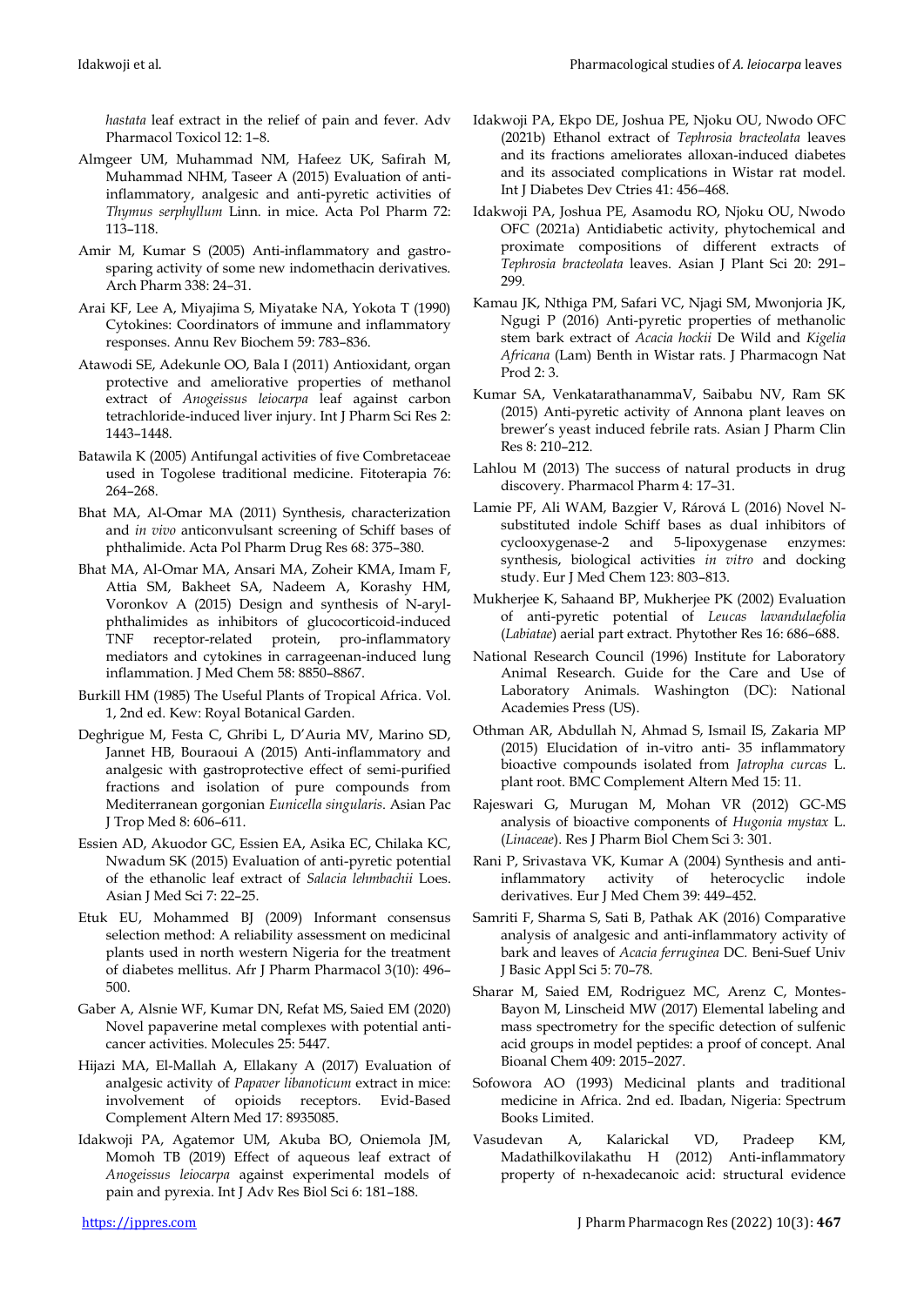*hastata* leaf extract in the relief of pain and fever. Adv Pharmacol Toxicol 12: 1–8.

Almgeer UM, Muhammad NM, Hafeez UK, Safirah M, Muhammad NHM, Taseer A (2015) Evaluation of anti-inflammatory, analgesic and anti-pyretic activities of *Thymus serphyllum* Linn. in mice. Acta Pol Pharm 72: 113–118.

Amir M, Kumar S (2005) Anti-inflammatory and gastro-sparing activity of some new indomethacin derivatives. Arch Pharm 338: 24–31.

Arai KF, Lee A, Miyajima S, Miyatake NA, Yokota T (1990) Cytokines: Coordinators of immune and inflammatory responses. Annu Rev Biochem 59: 783–836.

Atawodi SE, Adekunle OO, Bala I (2011) Antioxidant, organ protective and ameliorative properties of methanol extract of *Anogeissus leiocarpa* leaf against carbon tetrachloride-induced liver injury. Int J Pharm Sci Res 2: 1443–1448.

Batawila K (2005) Antifungal activities of five Combretaceae used in Togolese traditional medicine. Fitoterapia 76: 264–268.

Bhat MA, Al-Omar MA (2011) Synthesis, characterization and *in vivo* anticonvulsant screening of Schiff bases of phthalimide. Acta Pol Pharm Drug Res 68: 375–380.

Bhat MA, Al-Omar MA, Ansari MA, Zoheir KMA, Imam F, Attia SM, Bakheet SA, Nadeem A, Korashy HM, Voronkov A (2015) Design and synthesis of N-aryl-phthalimides as inhibitors of glucocorticoid-induced TNF receptor-related protein, pro-inflammatory mediators and cytokines in carrageenan-induced lung inflammation. J Med Chem 58: 8850–8867.

Burkill HM (1985) The Useful Plants of Tropical Africa. Vol. 1, 2nd ed. Kew: Royal Botanical Garden.

Deghrigue M, Festa C, Ghribi L, D'Auria MV, Marino SD, Jannet HB, Bouraoui A (2015) Anti-inflammatory and analgesic with gastroprotective effect of semi-purified fractions and isolation of pure compounds from Mediterranean gorgonian *Eunicella singularis*. Asian Pac J Trop Med 8: 606–611.

Essien AD, Akuodor GC, Essien EA, Asika EC, Chilaka KC, Nwadum SK (2015) Evaluation of anti-pyretic potential of the ethanolic leaf extract of *Salacia lehmbachii* Loes. Asian J Med Sci 7: 22–25.

Etuk EU, Mohammed BJ (2009) Informant consensus selection method: A reliability assessment on medicinal plants used in north western Nigeria for the treatment of diabetes mellitus. Afr J Pharm Pharmacol 3(10): 496–500.

Gaber A, Alsnie WF, Kumar DN, Refat MS, Saied EM (2020) Novel papaverine metal complexes with potential anti-cancer activities. Molecules 25: 5447.

Hijazi MA, El-Mallah A, Ellakany A (2017) Evaluation of analgesic activity of *Papaver libanoticum* extract in mice: involvement of opioids receptors. Evid-Based Complement Altern Med 17: 8935085.

Idakwoji PA, Agatemor UM, Akuba BO, Oniemola JM, Momoh TB (2019) Effect of aqueous leaf extract of *Anogeissus leiocarpa* against experimental models of pain and pyrexia. Int J Adv Res Biol Sci 6: 181–188.

Idakwoji PA, Ekpo DE, Joshua PE, Njoku OU, Nwodo OFC (2021b) Ethanol extract of *Tephrosia bracteolata* leaves and its fractions ameliorates alloxan-induced diabetes and its associated complications in Wistar rat model. Int J Diabetes Dev Ctries 41: 456–468.

Idakwoji PA, Joshua PE, Asamodu RO, Njoku OU, Nwodo OFC (2021a) Antidiabetic activity, phytochemical and proximate compositions of different extracts of *Tephrosia bracteolata* leaves. Asian J Plant Sci 20: 291–299.

Kamau JK, Nthiga PM, Safari VC, Njagi SM, Mwonjoria JK, Ngugi P (2016) Anti-pyretic properties of methanolic stem bark extract of *Acacia hockii* De Wild and *Kigelia Africana* (Lam) Benth in Wistar rats. J Pharmacogn Nat Prod 2: 3.

Kumar SA, VenkatarathanammaV, Saibabu NV, Ram SK (2015) Anti-pyretic activity of Annona plant leaves on brewer's yeast induced febrile rats. Asian J Pharm Clin Res 8: 210–212.

Lahlou M (2013) The success of natural products in drug discovery. Pharmacol Pharm 4: 17–31.

Lamie PF, Ali WAM, Bazgier V, Rárová L (2016) Novel N-substituted indole Schiff bases as dual inhibitors of cyclooxygenase-2 and 5-lipoxygenase enzymes: synthesis, biological activities *in vitro* and docking study. Eur J Med Chem 123: 803–813.

Mukherjee K, Sahaand BP, Mukherjee PK (2002) Evaluation of anti-pyretic potential of *Leucas lavandulaefolia* (*Labiatae*) aerial part extract. Phytother Res 16: 686–688.

National Research Council (1996) Institute for Laboratory Animal Research. Guide for the Care and Use of Laboratory Animals. Washington (DC): National Academies Press (US).

Othman AR, Abdullah N, Ahmad S, Ismail IS, Zakaria MP (2015) Elucidation of in-vitro anti- 35 inflammatory bioactive compounds isolated from *Jatropha curcas* L. plant root. BMC Complement Altern Med 15: 11.

Rajeswari G, Murugan M, Mohan VR (2012) GC-MS analysis of bioactive components of *Hugonia mystax* L. (*Linaceae*). Res J Pharm Biol Chem Sci 3: 301.

Rani P, Srivastava VK, Kumar A (2004) Synthesis and anti-inflammatory activity of heterocyclic indole derivatives. Eur J Med Chem 39: 449–452.

Samriti F, Sharma S, Sati B, Pathak AK (2016) Comparative analysis of analgesic and anti-inflammatory activity of bark and leaves of *Acacia ferruginea* DC. Beni-Suef Univ J Basic Appl Sci 5: 70–78.

Sharar M, Saied EM, Rodriguez MC, Arenz C, Montes-Bayon M, Linscheid MW (2017) Elemental labeling and mass spectrometry for the specific detection of sulfenic acid groups in model peptides: a proof of concept. Anal Bioanal Chem 409: 2015–2027.

Sofowora AO (1993) Medicinal plants and traditional medicine in Africa. 2nd ed. Ibadan, Nigeria: Spectrum Books Limited.

Vasudevan A, Kalarickal VD, Pradeep KM, Madathilkovilakathu H (2012) Anti-inflammatory property of n-hexadecanoic acid: structural evidence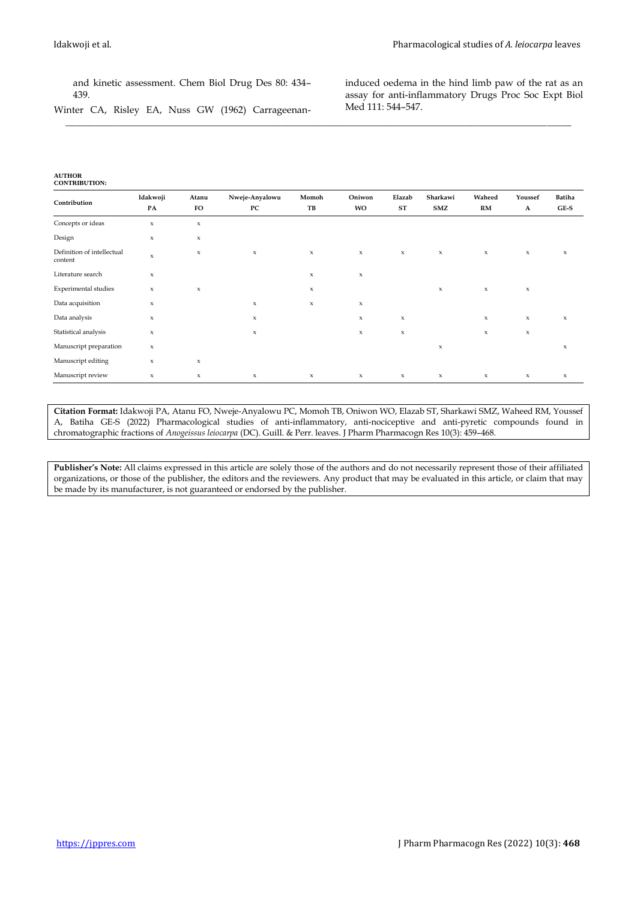and kinetic assessment. Chem Biol Drug Des 80: 434–439.

Winter CA, Risley EA, Nuss GW (1962) Carrageenan-induced oedema in the hind limb paw of the rat as an assay for anti-inflammatory Drugs Proc Soc Expt Biol Med 111: 544–547.

**AUTHOR CONTRIBUTION:**

| Contribution | Idakwoji PA | Atanu FO | Nweje-Anyalowu PC | Momoh TB | Oniwon WO | Elazab ST | Sharkawi SMZ | Waheed RM | Youssef A | Batiha GE-S |
|---|---|---|---|---|---|---|---|---|---|---|
| Concepts or ideas | x | x | | | | | | | | |
| Design | x | x | | | | | | | | |
| Definition of intellectual content | x | x | x | x | x | x | x | x | x | x |
| Literature search | x | | | x | x | | | | | |
| Experimental studies | x | x | | x | | | x | x | x | |
| Data acquisition | x | | x | x | x | | | | | |
| Data analysis | x | | x | | x | x | | x | x | x |
| Statistical analysis | x | | x | | x | x | | x | x | |
| Manuscript preparation | x | | | | | | x | | | x |
| Manuscript editing | x | x | | | | | | | | |
| Manuscript review | x | x | x | x | x | x | x | x | x | x |

**Citation Format:** Idakwoji PA, Atanu FO, Nweje-Anyalowu PC, Momoh TB, Oniwon WO, Elazab ST, Sharkawi SMZ, Waheed RM, Youssef A, Batiha GE-S (2022) Pharmacological studies of anti-inflammatory, anti-nociceptive and anti-pyretic compounds found in chromatographic fractions of *Anogeissus leiocarpa* (DC). Guill. & Perr. leaves. J Pharm Pharmacogn Res 10(3): 459–468.

**Publisher's Note:** All claims expressed in this article are solely those of the authors and do not necessarily represent those of their affiliated organizations, or those of the publisher, the editors and the reviewers. Any product that may be evaluated in this article, or claim that may be made by its manufacturer, is not guaranteed or endorsed by the publisher.